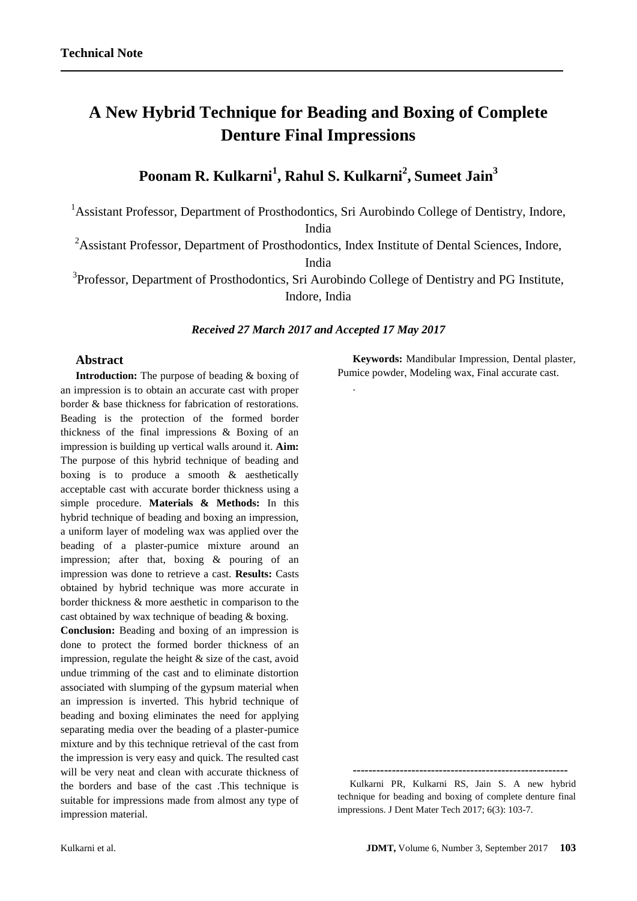**Technical Note**

# A New Hybrid Technique for Beading and Boxing of Complete Denture Final Impressions

## Poonam R. Kulkarni[1], Rahul S. Kulkarni[2], Sumeet Jain[3]

[1]Assistant Professor, Department of Prosthodontics, Sri Aurobindo College of Dentistry, Indore, India

[2]Assistant Professor, Department of Prosthodontics, Index Institute of Dental Sciences, Indore, India

[3]Professor, Department of Prosthodontics, Sri Aurobindo College of Dentistry and PG Institute, Indore, India

***Received 27 March 2017 and Accepted 17 May 2017***

### Abstract

**Introduction:** The purpose of beading & boxing of an impression is to obtain an accurate cast with proper border & base thickness for fabrication of restorations. Beading is the protection of the formed border thickness of the final impressions & Boxing of an impression is building up vertical walls around it. **Aim:** The purpose of this hybrid technique of beading and boxing is to produce a smooth & aesthetically acceptable cast with accurate border thickness using a simple procedure. **Materials & Methods:** In this hybrid technique of beading and boxing an impression, a uniform layer of modeling wax was applied over the beading of a plaster-pumice mixture around an impression; after that, boxing & pouring of an impression was done to retrieve a cast. **Results:** Casts obtained by hybrid technique was more accurate in border thickness & more aesthetic in comparison to the cast obtained by wax technique of beading & boxing.

**Conclusion:** Beading and boxing of an impression is done to protect the formed border thickness of an impression, regulate the height & size of the cast, avoid undue trimming of the cast and to eliminate distortion associated with slumping of the gypsum material when an impression is inverted. This hybrid technique of beading and boxing eliminates the need for applying separating media over the beading of a plaster-pumice mixture and by this technique retrieval of the cast from the impression is very easy and quick. The resulted cast will be very neat and clean with accurate thickness of the borders and base of the cast .This technique is suitable for impressions made from almost any type of impression material.

**Keywords:** Mandibular Impression, Dental plaster, Pumice powder, Modeling wax, Final accurate cast.

---

Kulkarni PR, Kulkarni RS, Jain S. A new hybrid technique for beading and boxing of complete denture final impressions. J Dent Mater Tech 2017; 6(3): 103-7.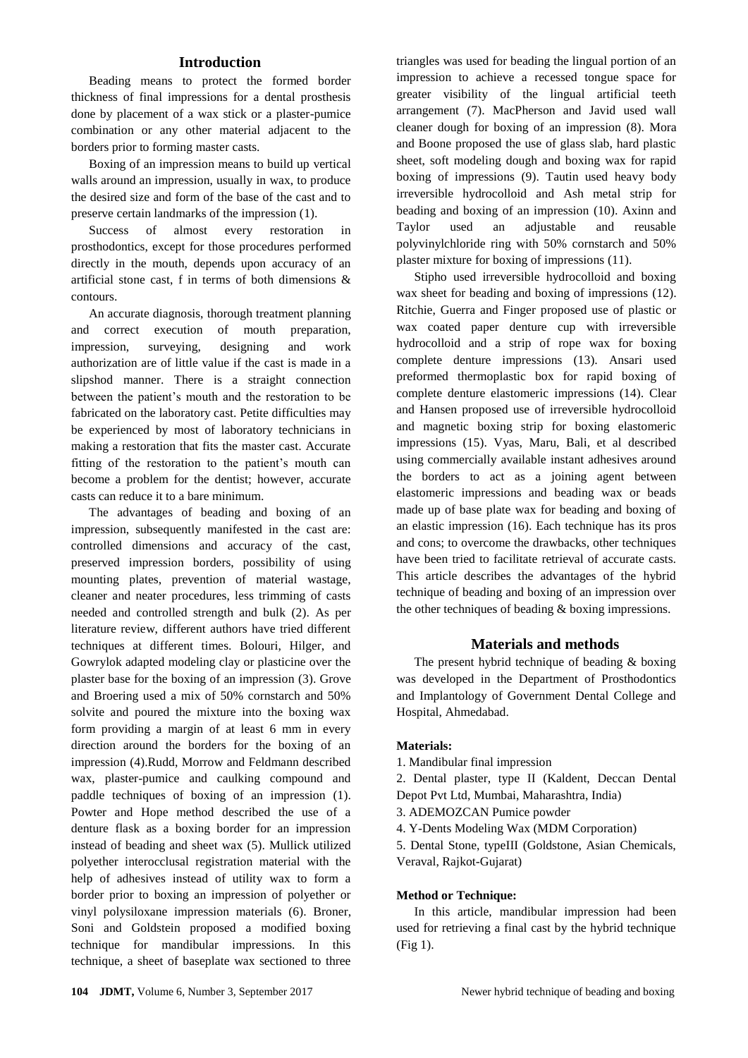## Introduction

Beading means to protect the formed border thickness of final impressions for a dental prosthesis done by placement of a wax stick or a plaster-pumice combination or any other material adjacent to the borders prior to forming master casts.

Boxing of an impression means to build up vertical walls around an impression, usually in wax, to produce the desired size and form of the base of the cast and to preserve certain landmarks of the impression (1).

Success of almost every restoration in prosthodontics, except for those procedures performed directly in the mouth, depends upon accuracy of an artificial stone cast, f in terms of both dimensions & contours.

An accurate diagnosis, thorough treatment planning and correct execution of mouth preparation, impression, surveying, designing and work authorization are of little value if the cast is made in a slipshod manner. There is a straight connection between the patient's mouth and the restoration to be fabricated on the laboratory cast. Petite difficulties may be experienced by most of laboratory technicians in making a restoration that fits the master cast. Accurate fitting of the restoration to the patient's mouth can become a problem for the dentist; however, accurate casts can reduce it to a bare minimum.

The advantages of beading and boxing of an impression, subsequently manifested in the cast are: controlled dimensions and accuracy of the cast, preserved impression borders, possibility of using mounting plates, prevention of material wastage, cleaner and neater procedures, less trimming of casts needed and controlled strength and bulk (2). As per literature review, different authors have tried different techniques at different times. Bolouri, Hilger, and Gowrylok adapted modeling clay or plasticine over the plaster base for the boxing of an impression (3). Grove and Broering used a mix of 50% cornstarch and 50% solvite and poured the mixture into the boxing wax form providing a margin of at least 6 mm in every direction around the borders for the boxing of an impression (4).Rudd, Morrow and Feldmann described wax, plaster-pumice and caulking compound and paddle techniques of boxing of an impression (1). Powter and Hope method described the use of a denture flask as a boxing border for an impression instead of beading and sheet wax (5). Mullick utilized polyether interocclusal registration material with the help of adhesives instead of utility wax to form a border prior to boxing an impression of polyether or vinyl polysiloxane impression materials (6). Broner, Soni and Goldstein proposed a modified boxing technique for mandibular impressions. In this technique, a sheet of baseplate wax sectioned to three triangles was used for beading the lingual portion of an impression to achieve a recessed tongue space for greater visibility of the lingual artificial teeth arrangement (7). MacPherson and Javid used wall cleaner dough for boxing of an impression (8). Mora and Boone proposed the use of glass slab, hard plastic sheet, soft modeling dough and boxing wax for rapid boxing of impressions (9). Tautin used heavy body irreversible hydrocolloid and Ash metal strip for beading and boxing of an impression (10). Axinn and Taylor used an adjustable and reusable polyvinylchloride ring with 50% cornstarch and 50% plaster mixture for boxing of impressions (11).

Stipho used irreversible hydrocolloid and boxing wax sheet for beading and boxing of impressions (12). Ritchie, Guerra and Finger proposed use of plastic or wax coated paper denture cup with irreversible hydrocolloid and a strip of rope wax for boxing complete denture impressions (13). Ansari used preformed thermoplastic box for rapid boxing of complete denture elastomeric impressions (14). Clear and Hansen proposed use of irreversible hydrocolloid and magnetic boxing strip for boxing elastomeric impressions (15). Vyas, Maru, Bali, et al described using commercially available instant adhesives around the borders to act as a joining agent between elastomeric impressions and beading wax or beads made up of base plate wax for beading and boxing of an elastic impression (16). Each technique has its pros and cons; to overcome the drawbacks, other techniques have been tried to facilitate retrieval of accurate casts. This article describes the advantages of the hybrid technique of beading and boxing of an impression over the other techniques of beading & boxing impressions.

## Materials and methods

The present hybrid technique of beading & boxing was developed in the Department of Prosthodontics and Implantology of Government Dental College and Hospital, Ahmedabad.

**Materials:**

1. Mandibular final impression
2. Dental plaster, type II (Kaldent, Deccan Dental Depot Pvt Ltd, Mumbai, Maharashtra, India)
3. ADEMOZCAN Pumice powder
4. Y-Dents Modeling Wax (MDM Corporation)
5. Dental Stone, typeIII (Goldstone, Asian Chemicals, Veraval, Rajkot-Gujarat)

**Method or Technique:**

In this article, mandibular impression had been used for retrieving a final cast by the hybrid technique (Fig 1).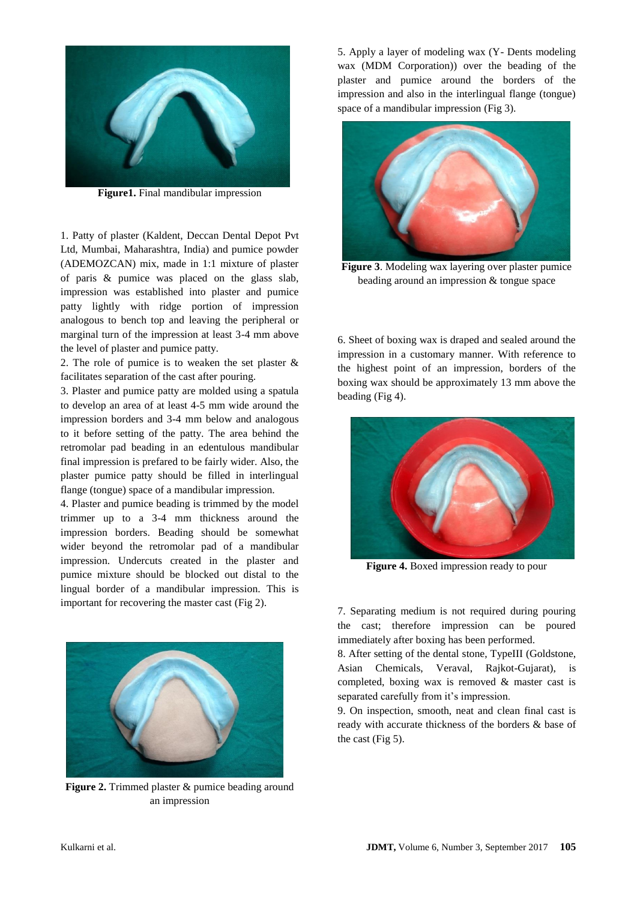**Figure1.** Final mandibular impression

1. Patty of plaster (Kaldent, Deccan Dental Depot Pvt Ltd, Mumbai, Maharashtra, India) and pumice powder (ADEMOZCAN) mix, made in 1:1 mixture of plaster of paris & pumice was placed on the glass slab, impression was established into plaster and pumice patty lightly with ridge portion of impression analogous to bench top and leaving the peripheral or marginal turn of the impression at least 3-4 mm above the level of plaster and pumice patty.
2. The role of pumice is to weaken the set plaster & facilitates separation of the cast after pouring.
3. Plaster and pumice patty are molded using a spatula to develop an area of at least 4-5 mm wide around the impression borders and 3-4 mm below and analogous to it before setting of the patty. The area behind the retromolar pad beading in an edentulous mandibular final impression is prefared to be fairly wider. Also, the plaster pumice patty should be filled in interlingual flange (tongue) space of a mandibular impression.
4. Plaster and pumice beading is trimmed by the model trimmer up to a 3-4 mm thickness around the impression borders. Beading should be somewhat wider beyond the retromolar pad of a mandibular impression. Undercuts created in the plaster and pumice mixture should be blocked out distal to the lingual border of a mandibular impression. This is important for recovering the master cast (Fig 2).

**Figure 2.** Trimmed plaster & pumice beading around an impression

5. Apply a layer of modeling wax (Y- Dents modeling wax (MDM Corporation)) over the beading of the plaster and pumice around the borders of the impression and also in the interlingual flange (tongue) space of a mandibular impression (Fig 3).

**Figure 3**. Modeling wax layering over plaster pumice beading around an impression & tongue space

6. Sheet of boxing wax is draped and sealed around the impression in a customary manner. With reference to the highest point of an impression, borders of the boxing wax should be approximately 13 mm above the beading (Fig 4).

**Figure 4.** Boxed impression ready to pour

7. Separating medium is not required during pouring the cast; therefore impression can be poured immediately after boxing has been performed.
8. After setting of the dental stone, TypeIII (Goldstone, Asian Chemicals, Veraval, Rajkot-Gujarat), is completed, boxing wax is removed & master cast is separated carefully from it's impression.
9. On inspection, smooth, neat and clean final cast is ready with accurate thickness of the borders & base of the cast (Fig 5).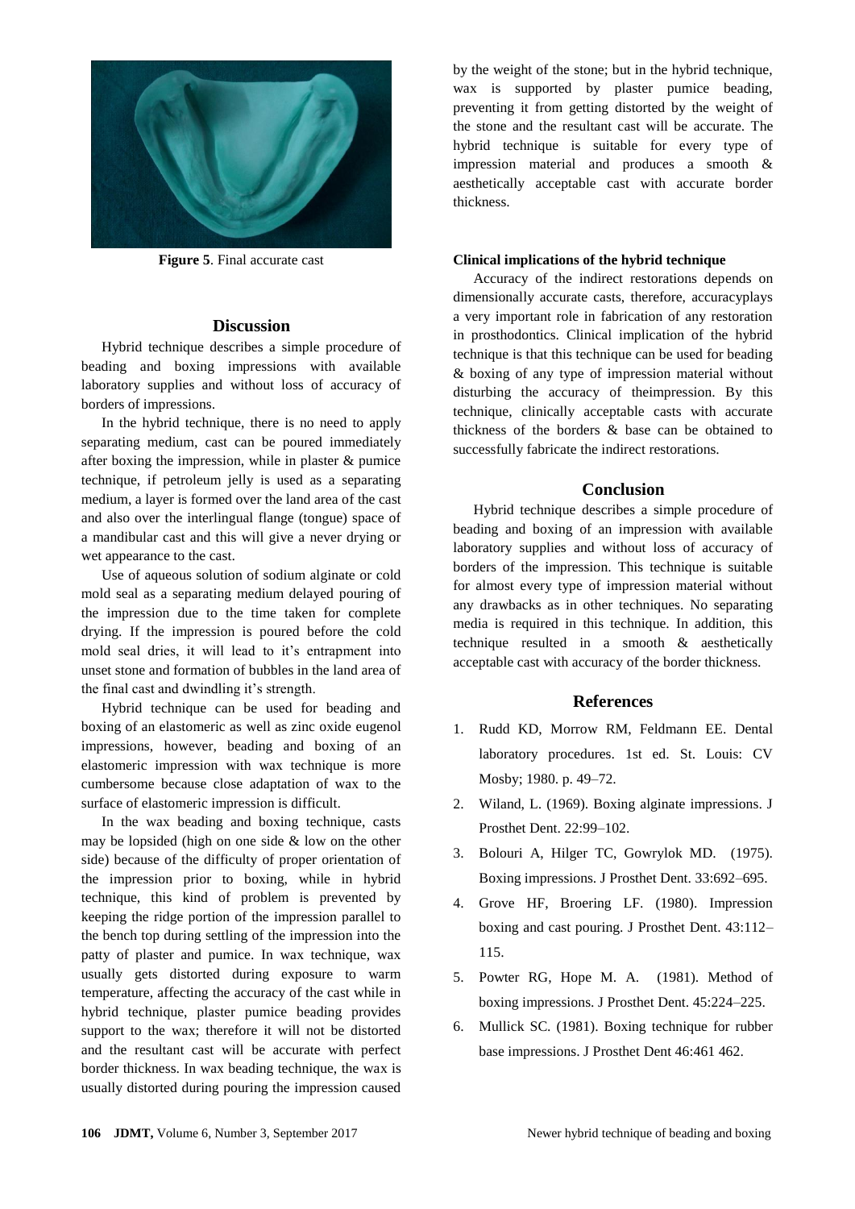Figure 5. Final accurate cast

## Discussion

Hybrid technique describes a simple procedure of beading and boxing impressions with available laboratory supplies and without loss of accuracy of borders of impressions.

In the hybrid technique, there is no need to apply separating medium, cast can be poured immediately after boxing the impression, while in plaster & pumice technique, if petroleum jelly is used as a separating medium, a layer is formed over the land area of the cast and also over the interlingual flange (tongue) space of a mandibular cast and this will give a never drying or wet appearance to the cast.

Use of aqueous solution of sodium alginate or cold mold seal as a separating medium delayed pouring of the impression due to the time taken for complete drying. If the impression is poured before the cold mold seal dries, it will lead to it's entrapment into unset stone and formation of bubbles in the land area of the final cast and dwindling it's strength.

Hybrid technique can be used for beading and boxing of an elastomeric as well as zinc oxide eugenol impressions, however, beading and boxing of an elastomeric impression with wax technique is more cumbersome because close adaptation of wax to the surface of elastomeric impression is difficult.

In the wax beading and boxing technique, casts may be lopsided (high on one side & low on the other side) because of the difficulty of proper orientation of the impression prior to boxing, while in hybrid technique, this kind of problem is prevented by keeping the ridge portion of the impression parallel to the bench top during settling of the impression into the patty of plaster and pumice. In wax technique, wax usually gets distorted during exposure to warm temperature, affecting the accuracy of the cast while in hybrid technique, plaster pumice beading provides support to the wax; therefore it will not be distorted and the resultant cast will be accurate with perfect border thickness. In wax beading technique, the wax is usually distorted during pouring the impression caused by the weight of the stone; but in the hybrid technique, wax is supported by plaster pumice beading, preventing it from getting distorted by the weight of the stone and the resultant cast will be accurate. The hybrid technique is suitable for every type of impression material and produces a smooth & aesthetically acceptable cast with accurate border thickness.

### Clinical implications of the hybrid technique

Accuracy of the indirect restorations depends on dimensionally accurate casts, therefore, accuracyplays a very important role in fabrication of any restoration in prosthodontics. Clinical implication of the hybrid technique is that this technique can be used for beading & boxing of any type of impression material without disturbing the accuracy of theimpression. By this technique, clinically acceptable casts with accurate thickness of the borders & base can be obtained to successfully fabricate the indirect restorations.

## Conclusion

Hybrid technique describes a simple procedure of beading and boxing of an impression with available laboratory supplies and without loss of accuracy of borders of the impression. This technique is suitable for almost every type of impression material without any drawbacks as in other techniques. No separating media is required in this technique. In addition, this technique resulted in a smooth & aesthetically acceptable cast with accuracy of the border thickness.

## References

1. Rudd KD, Morrow RM, Feldmann EE. Dental laboratory procedures. 1st ed. St. Louis: CV Mosby; 1980. p. 49–72.
2. Wiland, L. (1969). Boxing alginate impressions. J Prosthet Dent. 22:99–102.
3. Bolouri A, Hilger TC, Gowrylok MD. (1975). Boxing impressions. J Prosthet Dent. 33:692–695.
4. Grove HF, Broering LF. (1980). Impression boxing and cast pouring. J Prosthet Dent. 43:112–115.
5. Powter RG, Hope M. A. (1981). Method of boxing impressions. J Prosthet Dent. 45:224–225.
6. Mullick SC. (1981). Boxing technique for rubber base impressions. J Prosthet Dent 46:461 462.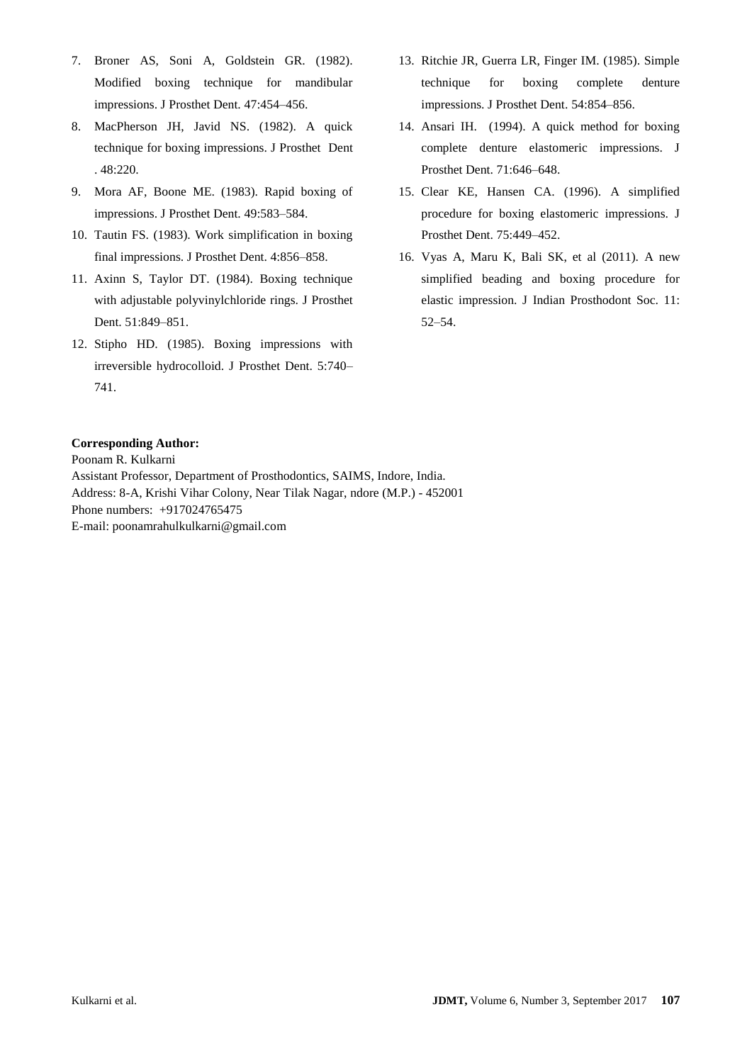7. Broner AS, Soni A, Goldstein GR. (1982). Modified boxing technique for mandibular impressions. J Prosthet Dent. 47:454–456.
8. MacPherson JH, Javid NS. (1982). A quick technique for boxing impressions. J Prosthet Dent . 48:220.
9. Mora AF, Boone ME. (1983). Rapid boxing of impressions. J Prosthet Dent. 49:583–584.
10. Tautin FS. (1983). Work simplification in boxing final impressions. J Prosthet Dent. 4:856–858.
11. Axinn S, Taylor DT. (1984). Boxing technique with adjustable polyvinylchloride rings. J Prosthet Dent. 51:849–851.
12. Stipho HD. (1985). Boxing impressions with irreversible hydrocolloid. J Prosthet Dent. 5:740–741.
13. Ritchie JR, Guerra LR, Finger IM. (1985). Simple technique for boxing complete denture impressions. J Prosthet Dent. 54:854–856.
14. Ansari IH. (1994). A quick method for boxing complete denture elastomeric impressions. J Prosthet Dent. 71:646–648.
15. Clear KE, Hansen CA. (1996). A simplified procedure for boxing elastomeric impressions. J Prosthet Dent. 75:449–452.
16. Vyas A, Maru K, Bali SK, et al (2011). A new simplified beading and boxing procedure for elastic impression. J Indian Prosthodont Soc. 11: 52–54.

**Corresponding Author:**
Poonam R. Kulkarni
Assistant Professor, Department of Prosthodontics, SAIMS, Indore, India.
Address: 8-A, Krishi Vihar Colony, Near Tilak Nagar, ndore (M.P.) - 452001
Phone numbers: +917024765475
E-mail: poonamrahulkulkarni@gmail.com